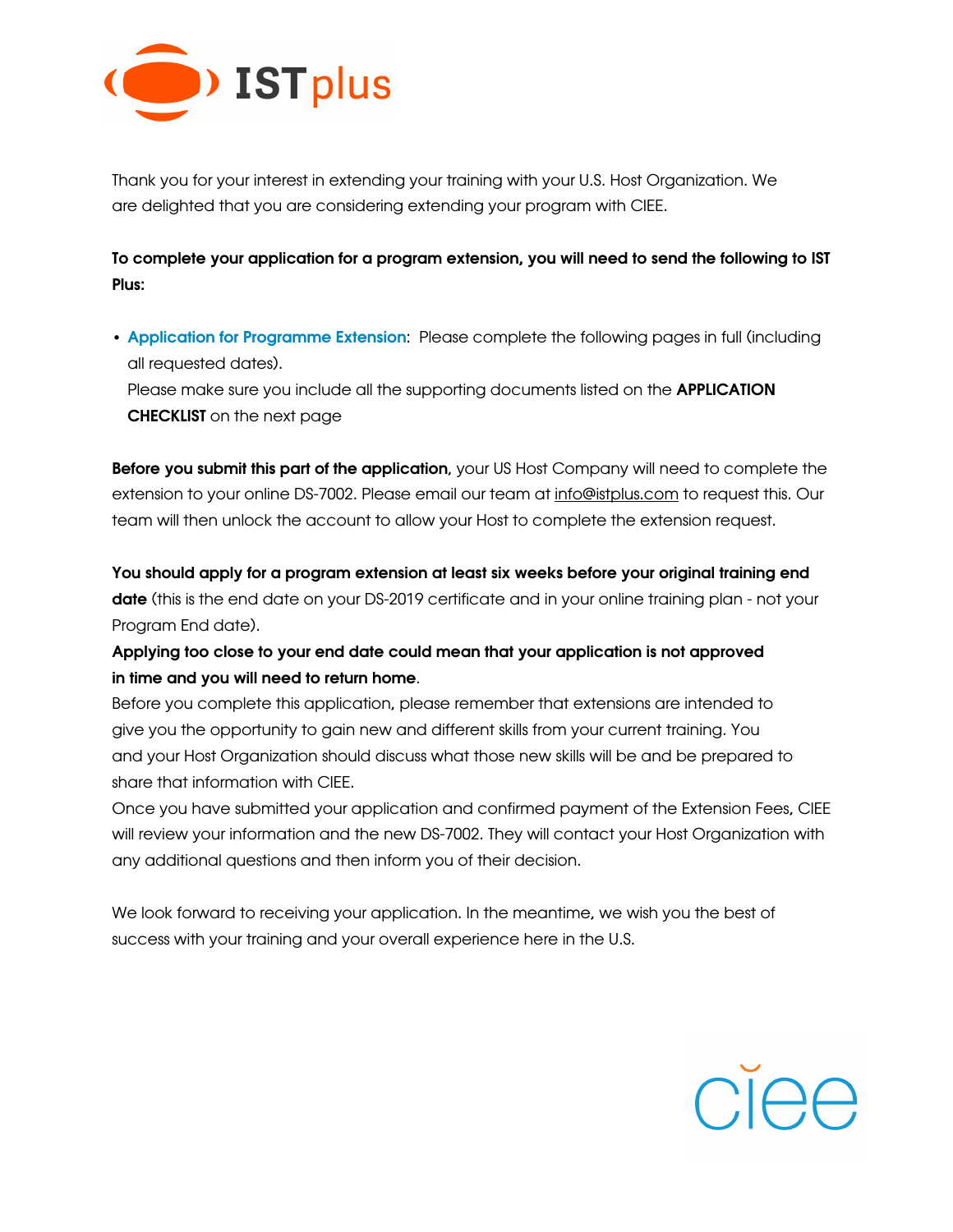Thank you for your interest in extending your training with your U.S. Host Organization. We are delighted that you are considering extending your program with CIEE.

**To complete your application for a program extension, you will need to send the following to IST Plus:**

- Application for Programme Extension: Please complete the following pages in full (including all requested dates).
  Please make sure you include all the supporting documents listed on the **APPLICATION CHECKLIST** on the next page

**Before you submit this part of the application**, your US Host Company will need to complete the extension to your online DS-7002. Please email our team at info@istplus.com to request this. Our team will then unlock the account to allow your Host to complete the extension request.

**You should apply for a program extension at least six weeks before your original training end date** (this is the end date on your DS-2019 certificate and in your online training plan - not your Program End date).

**Applying too close to your end date could mean that your application is not approved in time and you will need to return home**.

Before you complete this application, please remember that extensions are intended to give you the opportunity to gain new and different skills from your current training. You and your Host Organization should discuss what those new skills will be and be prepared to share that information with CIEE.

Once you have submitted your application and confirmed payment of the Extension Fees, CIEE will review your information and the new DS-7002. They will contact your Host Organization with any additional questions and then inform you of their decision.

We look forward to receiving your application. In the meantime, we wish you the best of success with your training and your overall experience here in the U.S.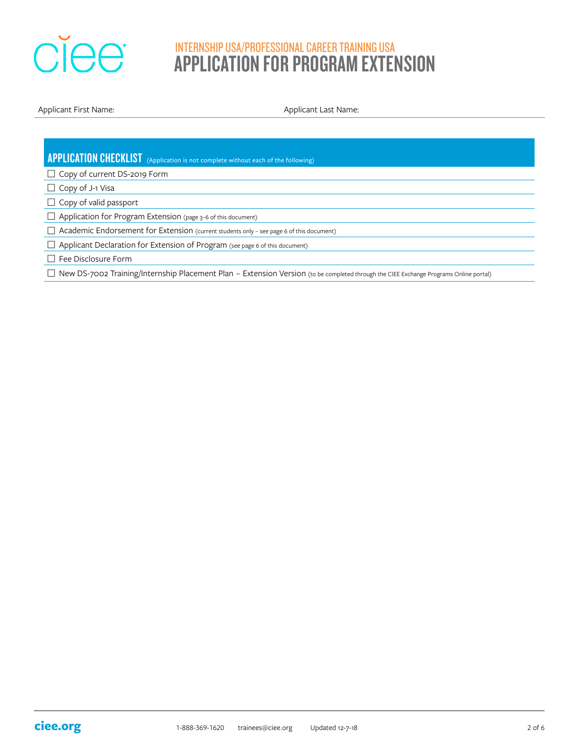# INTERNSHIP USA/PROFESSIONAL CAREER TRAINING USA
# APPLICATION FOR PROGRAM EXTENSION

Applicant First Name: Applicant Last Name:

## APPLICATION CHECKLIST (Application is not complete without each of the following)

- ☐ Copy of current DS-2019 Form
- ☐ Copy of J-1 Visa
- ☐ Copy of valid passport
- ☐ Application for Program Extension (page 3–6 of this document)
- ☐ Academic Endorsement for Extension (current students only – see page 6 of this document)
- ☐ Applicant Declaration for Extension of Program (see page 6 of this document)
- ☐ Fee Disclosure Form
- ☐ New DS-7002 Training/Internship Placement Plan – Extension Version (to be completed through the CIEE Exchange Programs Online portal)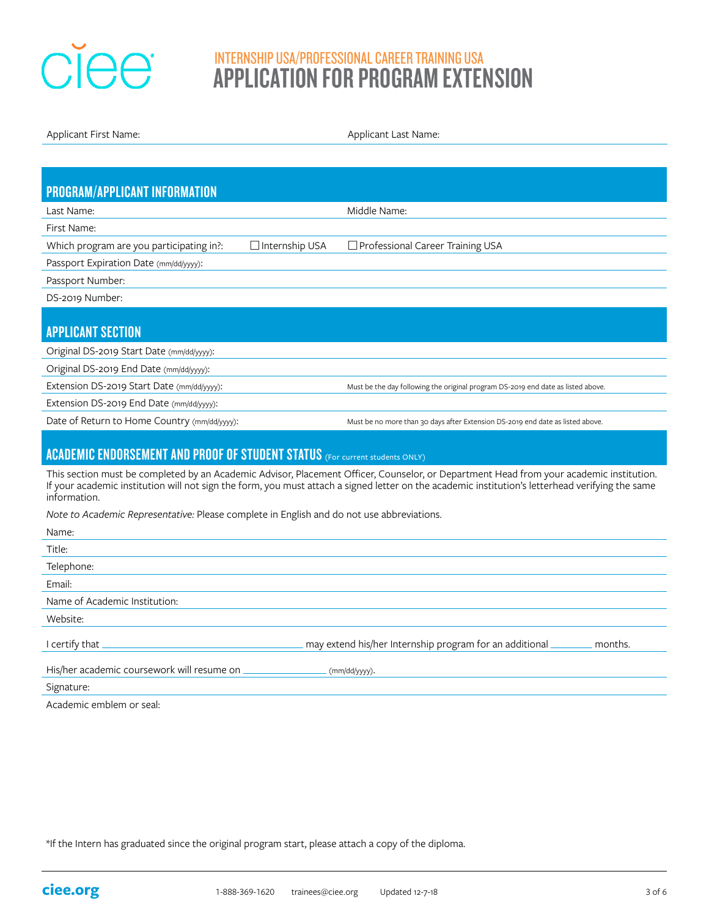INTERNSHIP USA/PROFESSIONAL CAREER TRAINING USA

# APPLICATION FOR PROGRAM EXTENSION

Applicant First Name: Applicant Last Name:

## PROGRAM/APPLICANT INFORMATION

Last Name: Middle Name:

First Name:

Which program are you participating in?: ☐ Internship USA ☐ Professional Career Training USA

Passport Expiration Date (mm/dd/yyyy):

Passport Number:

DS-2019 Number:

## APPLICANT SECTION

Original DS-2019 Start Date (mm/dd/yyyy):

Original DS-2019 End Date (mm/dd/yyyy):

Extension DS-2019 Start Date (mm/dd/yyyy): Must be the day following the original program DS-2019 end date as listed above.

Extension DS-2019 End Date (mm/dd/yyyy):

Date of Return to Home Country (mm/dd/yyyy): Must be no more than 30 days after Extension DS-2019 end date as listed above.

## ACADEMIC ENDORSEMENT AND PROOF OF STUDENT STATUS (For current students ONLY)

This section must be completed by an Academic Advisor, Placement Officer, Counselor, or Department Head from your academic institution. If your academic institution will not sign the form, you must attach a signed letter on the academic institution's letterhead verifying the same information.

*Note to Academic Representative:* Please complete in English and do not use abbreviations.

Name:

Title:

Telephone:

Email:

Name of Academic Institution:

Website:

I certify that ______________________________ may extend his/her Internship program for an additional ________ months.

His/her academic coursework will resume on ______________ (mm/dd/yyyy).

Signature:

Academic emblem or seal:

*If the Intern has graduated since the original program start, please attach a copy of the diploma.

ciee.org 1-888-369-1620 trainees@ciee.org Updated 12-7-18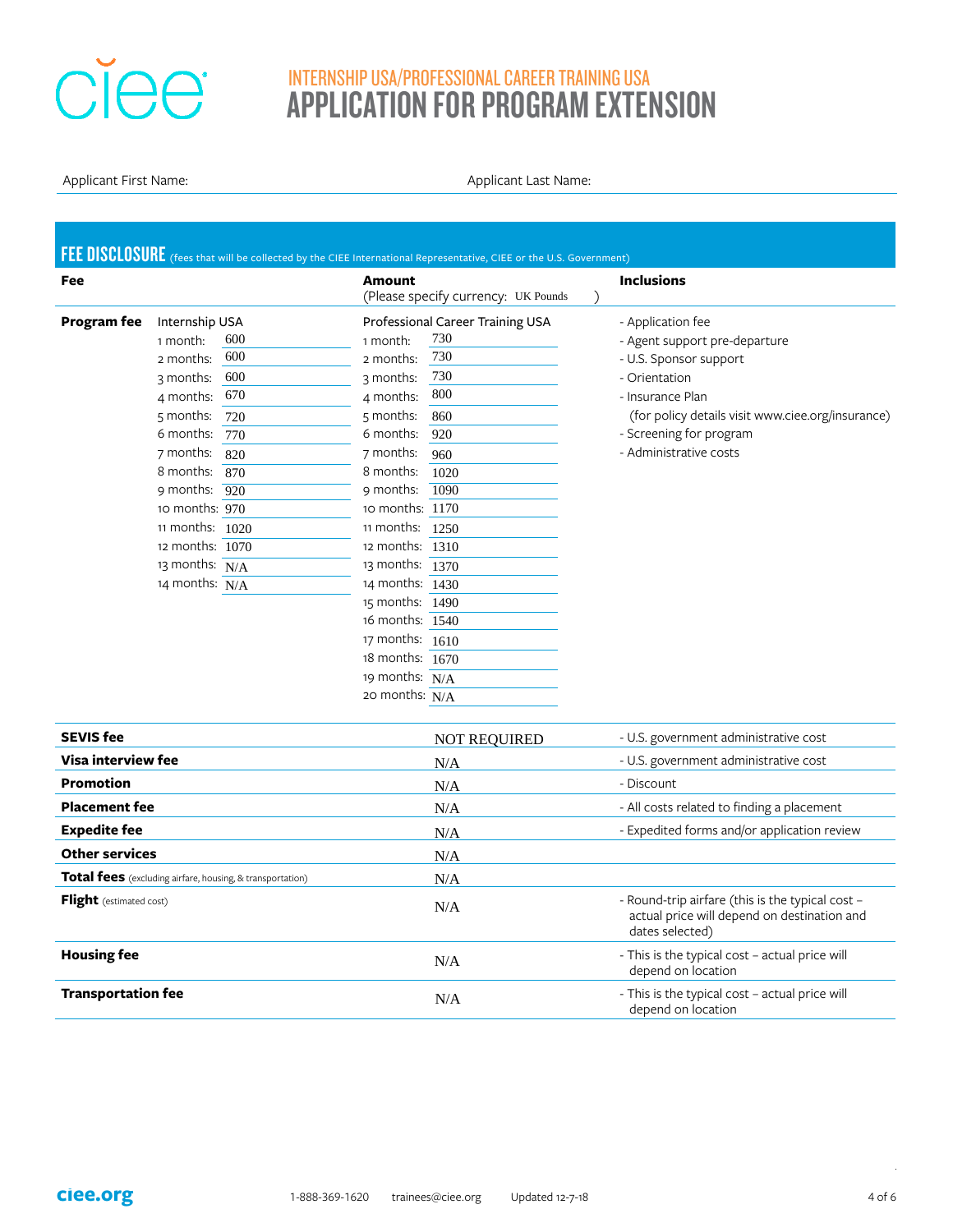# INTERNSHIP USA/PROFESSIONAL CAREER TRAINING USA
# APPLICATION FOR PROGRAM EXTENSION

Applicant First Name: &nbsp;&nbsp;&nbsp;&nbsp;&nbsp;&nbsp;&nbsp;&nbsp;&nbsp;&nbsp;&nbsp;&nbsp;&nbsp;&nbsp;&nbsp;&nbsp;&nbsp;&nbsp;&nbsp;&nbsp; Applicant Last Name:

## FEE DISCLOSURE (fees that will be collected by the CIEE International Representative, CIEE or the U.S. Government)

| Fee | | Amount (Please specify currency: UK Pounds ) | Inclusions |
|---|---|---|---|
| **Program fee** | Internship USA | Professional Career Training USA | - Application fee |
| | 1 month: 600 | 1 month: 730 | - Agent support pre-departure |
| | 2 months: 600 | 2 months: 730 | - U.S. Sponsor support |
| | 3 months: 600 | 3 months: 730 | - Orientation |
| | 4 months: 670 | 4 months: 800 | - Insurance Plan (for policy details visit www.ciee.org/insurance) |
| | 5 months: 720 | 5 months: 860 | - Screening for program |
| | 6 months: 770 | 6 months: 920 | - Administrative costs |
| | 7 months: 820 | 7 months: 960 | |
| | 8 months: 870 | 8 months: 1020 | |
| | 9 months: 920 | 9 months: 1090 | |
| | 10 months: 970 | 10 months: 1170 | |
| | 11 months: 1020 | 11 months: 1250 | |
| | 12 months: 1070 | 12 months: 1310 | |
| | 13 months: N/A | 13 months: 1370 | |
| | 14 months: N/A | 14 months: 1430 | |
| | | 15 months: 1490 | |
| | | 16 months: 1540 | |
| | | 17 months: 1610 | |
| | | 18 months: 1670 | |
| | | 19 months: N/A | |
| | | 20 months: N/A | |

| Fee | Amount | Inclusions |
|---|---|---|
| **SEVIS fee** | NOT REQUIRED | - U.S. government administrative cost |
| **Visa interview fee** | N/A | - U.S. government administrative cost |
| **Promotion** | N/A | - Discount |
| **Placement fee** | N/A | - All costs related to finding a placement |
| **Expedite fee** | N/A | - Expedited forms and/or application review |
| **Other services** | N/A | |
| **Total fees** (excluding airfare, housing, & transportation) | N/A | |
| **Flight** (estimated cost) | N/A | - Round-trip airfare (this is the typical cost – actual price will depend on destination and dates selected) |
| **Housing fee** | N/A | - This is the typical cost – actual price will depend on location |
| **Transportation fee** | N/A | - This is the typical cost – actual price will depend on location |

ciee.org &nbsp;&nbsp; 1-888-369-1620 &nbsp;&nbsp; trainees@ciee.org &nbsp;&nbsp; Updated 12-7-18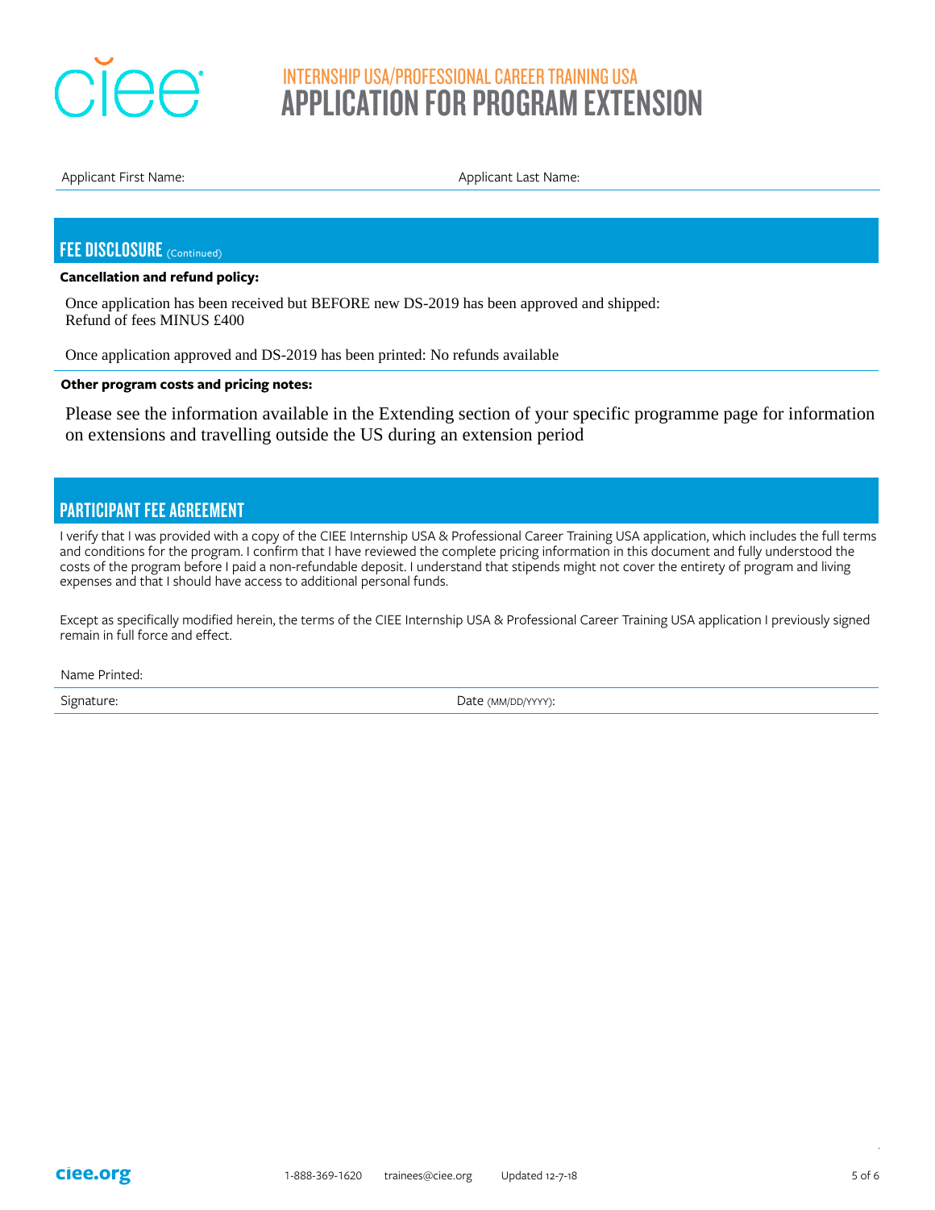# INTERNSHIP USA/PROFESSIONAL CAREER TRAINING USA
# APPLICATION FOR PROGRAM EXTENSION

Applicant First Name: Applicant Last Name:

## FEE DISCLOSURE (Continued)

**Cancellation and refund policy:**

Once application has been received but BEFORE new DS-2019 has been approved and shipped:
Refund of fees MINUS £400

Once application approved and DS-2019 has been printed: No refunds available

**Other program costs and pricing notes:**

Please see the information available in the Extending section of your specific programme page for information on extensions and travelling outside the US during an extension period

## PARTICIPANT FEE AGREEMENT

I verify that I was provided with a copy of the CIEE Internship USA & Professional Career Training USA application, which includes the full terms and conditions for the program. I confirm that I have reviewed the complete pricing information in this document and fully understood the costs of the program before I paid a non-refundable deposit. I understand that stipends might not cover the entirety of program and living expenses and that I should have access to additional personal funds.

Except as specifically modified herein, the terms of the CIEE Internship USA & Professional Career Training USA application I previously signed remain in full force and effect.

Name Printed:

Signature: Date (MM/DD/YYYY):

ciee.org 1-888-369-1620 trainees@ciee.org Updated 12-7-18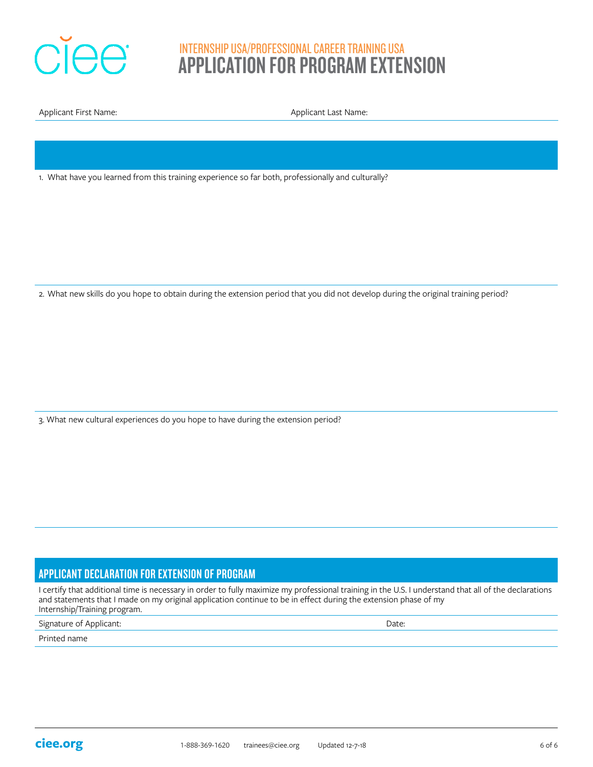INTERNSHIP USA/PROFESSIONAL CAREER TRAINING USA

# APPLICATION FOR PROGRAM EXTENSION

Applicant First Name: Applicant Last Name:

1. What have you learned from this training experience so far both, professionally and culturally?

2. What new skills do you hope to obtain during the extension period that you did not develop during the original training period?

3. What new cultural experiences do you hope to have during the extension period?

## APPLICANT DECLARATION FOR EXTENSION OF PROGRAM

I certify that additional time is necessary in order to fully maximize my professional training in the U.S. I understand that all of the declarations and statements that I made on my original application continue to be in effect during the extension phase of my Internship/Training program.

Signature of Applicant: Date:

Printed name

ciee.org 1-888-369-1620 trainees@ciee.org Updated 12-7-18